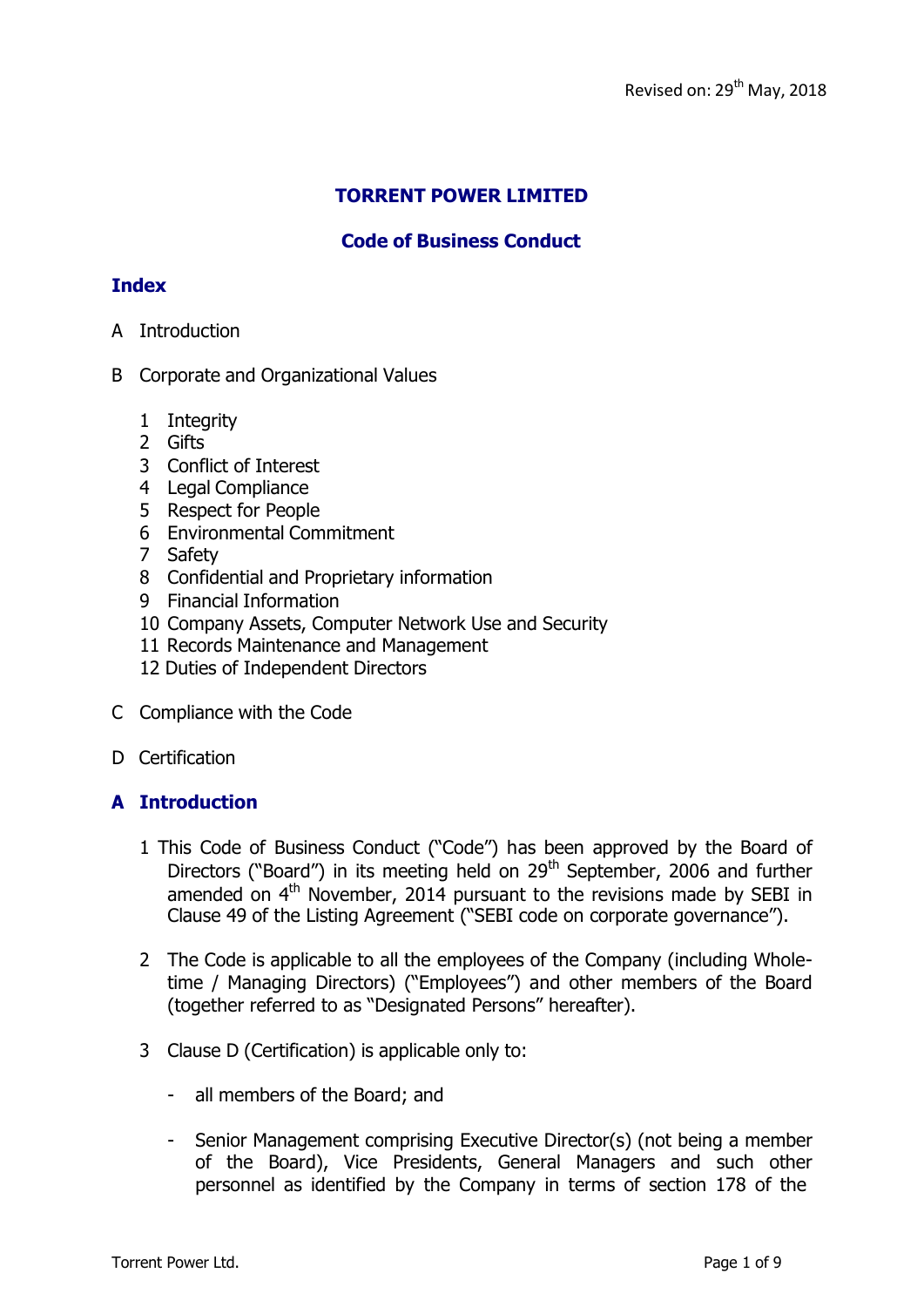Revised on: 29th May, 2018

# TORRENT POWER LIMITED

## Code of Business Conduct

### Index

A Introduction

B Corporate and Organizational Values

1. Integrity
2. Gifts
3. Conflict of Interest
4. Legal Compliance
5. Respect for People
6. Environmental Commitment
7. Safety
8. Confidential and Proprietary information
9. Financial Information
10. Company Assets, Computer Network Use and Security
11. Records Maintenance and Management
12. Duties of Independent Directors

C Compliance with the Code

D Certification

### A Introduction

1 This Code of Business Conduct ("Code") has been approved by the Board of Directors ("Board") in its meeting held on 29th September, 2006 and further amended on 4th November, 2014 pursuant to the revisions made by SEBI in Clause 49 of the Listing Agreement ("SEBI code on corporate governance").

2 The Code is applicable to all the employees of the Company (including Whole-time / Managing Directors) ("Employees") and other members of the Board (together referred to as "Designated Persons" hereafter).

3 Clause D (Certification) is applicable only to:

- all members of the Board; and
- Senior Management comprising Executive Director(s) (not being a member of the Board), Vice Presidents, General Managers and such other personnel as identified by the Company in terms of section 178 of the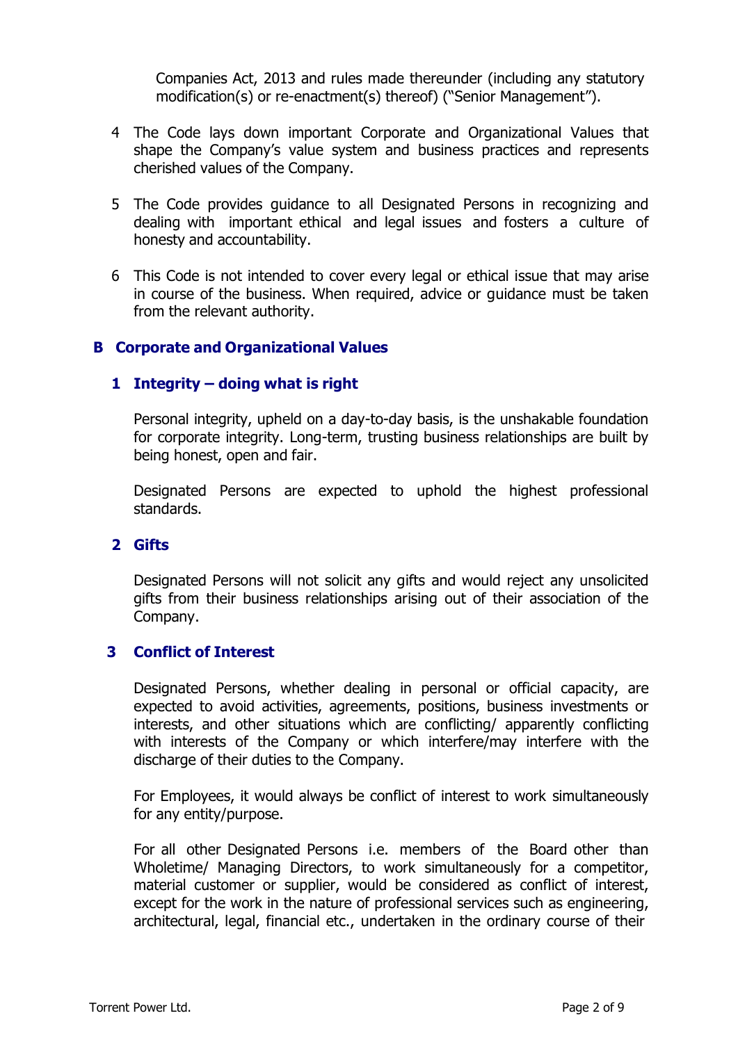Companies Act, 2013 and rules made thereunder (including any statutory modification(s) or re-enactment(s) thereof) ("Senior Management").

4. The Code lays down important Corporate and Organizational Values that shape the Company's value system and business practices and represents cherished values of the Company.

5. The Code provides guidance to all Designated Persons in recognizing and dealing with important ethical and legal issues and fosters a culture of honesty and accountability.

6. This Code is not intended to cover every legal or ethical issue that may arise in course of the business. When required, advice or guidance must be taken from the relevant authority.

## B Corporate and Organizational Values

### 1 Integrity – doing what is right

Personal integrity, upheld on a day-to-day basis, is the unshakable foundation for corporate integrity. Long-term, trusting business relationships are built by being honest, open and fair.

Designated Persons are expected to uphold the highest professional standards.

### 2 Gifts

Designated Persons will not solicit any gifts and would reject any unsolicited gifts from their business relationships arising out of their association of the Company.

### 3 Conflict of Interest

Designated Persons, whether dealing in personal or official capacity, are expected to avoid activities, agreements, positions, business investments or interests, and other situations which are conflicting/ apparently conflicting with interests of the Company or which interfere/may interfere with the discharge of their duties to the Company.

For Employees, it would always be conflict of interest to work simultaneously for any entity/purpose.

For all other Designated Persons i.e. members of the Board other than Wholetime/ Managing Directors, to work simultaneously for a competitor, material customer or supplier, would be considered as conflict of interest, except for the work in the nature of professional services such as engineering, architectural, legal, financial etc., undertaken in the ordinary course of their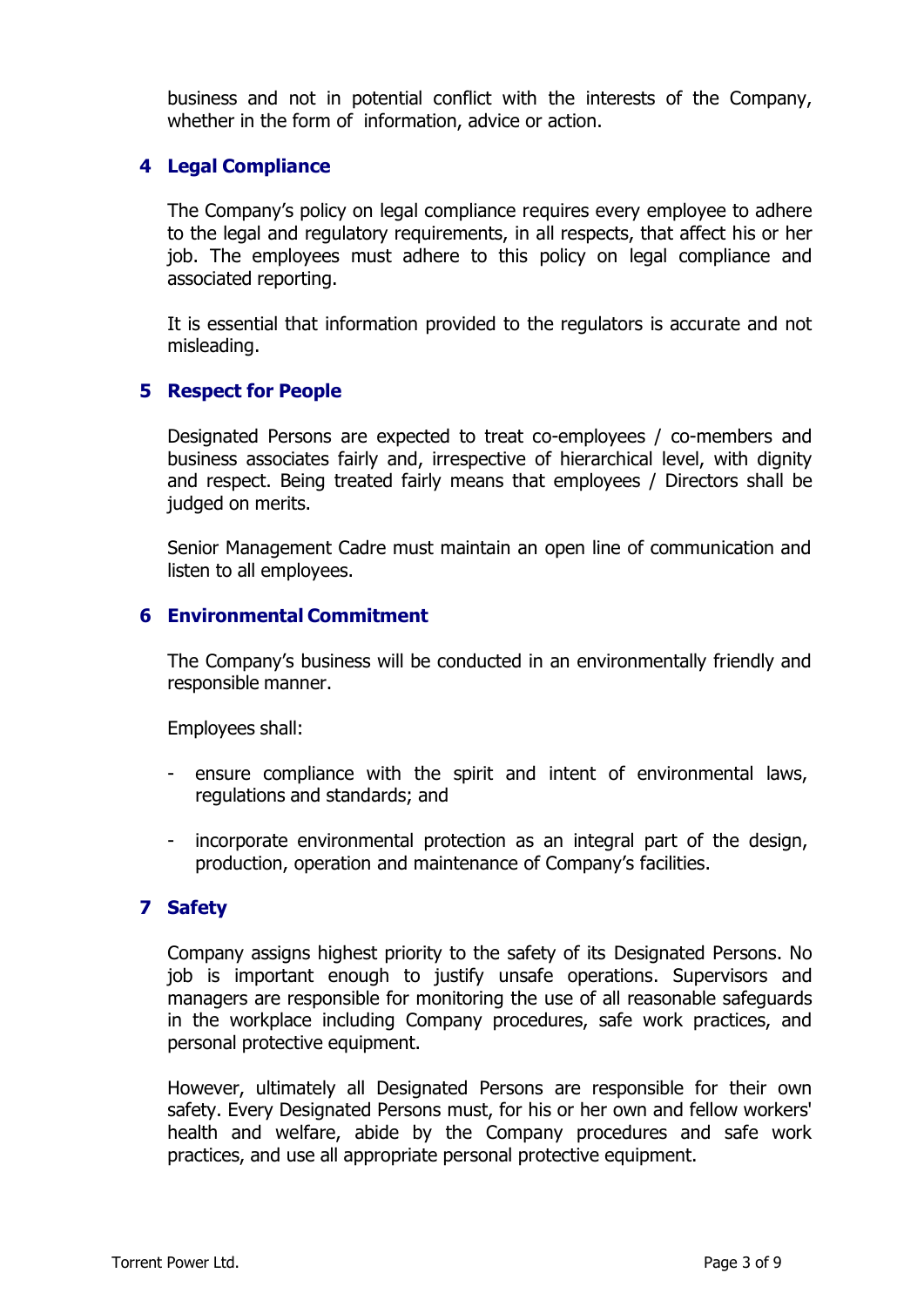business and not in potential conflict with the interests of the Company, whether in the form of information, advice or action.

## 4 Legal Compliance

The Company's policy on legal compliance requires every employee to adhere to the legal and regulatory requirements, in all respects, that affect his or her job. The employees must adhere to this policy on legal compliance and associated reporting.

It is essential that information provided to the regulators is accurate and not misleading.

## 5 Respect for People

Designated Persons are expected to treat co-employees / co-members and business associates fairly and, irrespective of hierarchical level, with dignity and respect. Being treated fairly means that employees / Directors shall be judged on merits.

Senior Management Cadre must maintain an open line of communication and listen to all employees.

## 6 Environmental Commitment

The Company's business will be conducted in an environmentally friendly and responsible manner.

Employees shall:

- ensure compliance with the spirit and intent of environmental laws, regulations and standards; and

- incorporate environmental protection as an integral part of the design, production, operation and maintenance of Company's facilities.

## 7 Safety

Company assigns highest priority to the safety of its Designated Persons. No job is important enough to justify unsafe operations. Supervisors and managers are responsible for monitoring the use of all reasonable safeguards in the workplace including Company procedures, safe work practices, and personal protective equipment.

However, ultimately all Designated Persons are responsible for their own safety. Every Designated Persons must, for his or her own and fellow workers' health and welfare, abide by the Company procedures and safe work practices, and use all appropriate personal protective equipment.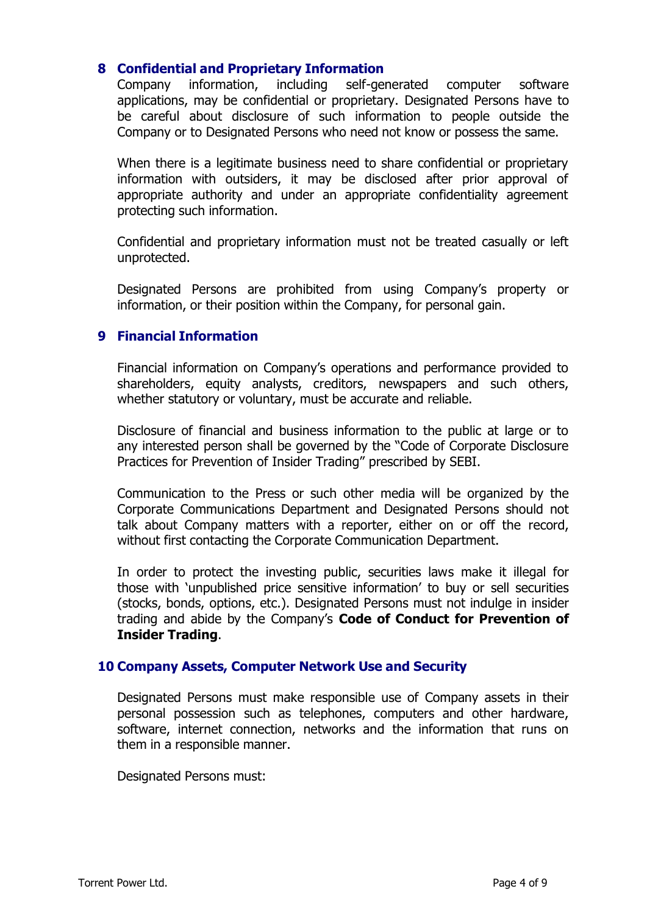## 8 Confidential and Proprietary Information

Company information, including self-generated computer software applications, may be confidential or proprietary. Designated Persons have to be careful about disclosure of such information to people outside the Company or to Designated Persons who need not know or possess the same.

When there is a legitimate business need to share confidential or proprietary information with outsiders, it may be disclosed after prior approval of appropriate authority and under an appropriate confidentiality agreement protecting such information.

Confidential and proprietary information must not be treated casually or left unprotected.

Designated Persons are prohibited from using Company's property or information, or their position within the Company, for personal gain.

## 9 Financial Information

Financial information on Company's operations and performance provided to shareholders, equity analysts, creditors, newspapers and such others, whether statutory or voluntary, must be accurate and reliable.

Disclosure of financial and business information to the public at large or to any interested person shall be governed by the "Code of Corporate Disclosure Practices for Prevention of Insider Trading" prescribed by SEBI.

Communication to the Press or such other media will be organized by the Corporate Communications Department and Designated Persons should not talk about Company matters with a reporter, either on or off the record, without first contacting the Corporate Communication Department.

In order to protect the investing public, securities laws make it illegal for those with 'unpublished price sensitive information' to buy or sell securities (stocks, bonds, options, etc.). Designated Persons must not indulge in insider trading and abide by the Company's **Code of Conduct for Prevention of Insider Trading**.

## 10 Company Assets, Computer Network Use and Security

Designated Persons must make responsible use of Company assets in their personal possession such as telephones, computers and other hardware, software, internet connection, networks and the information that runs on them in a responsible manner.

Designated Persons must: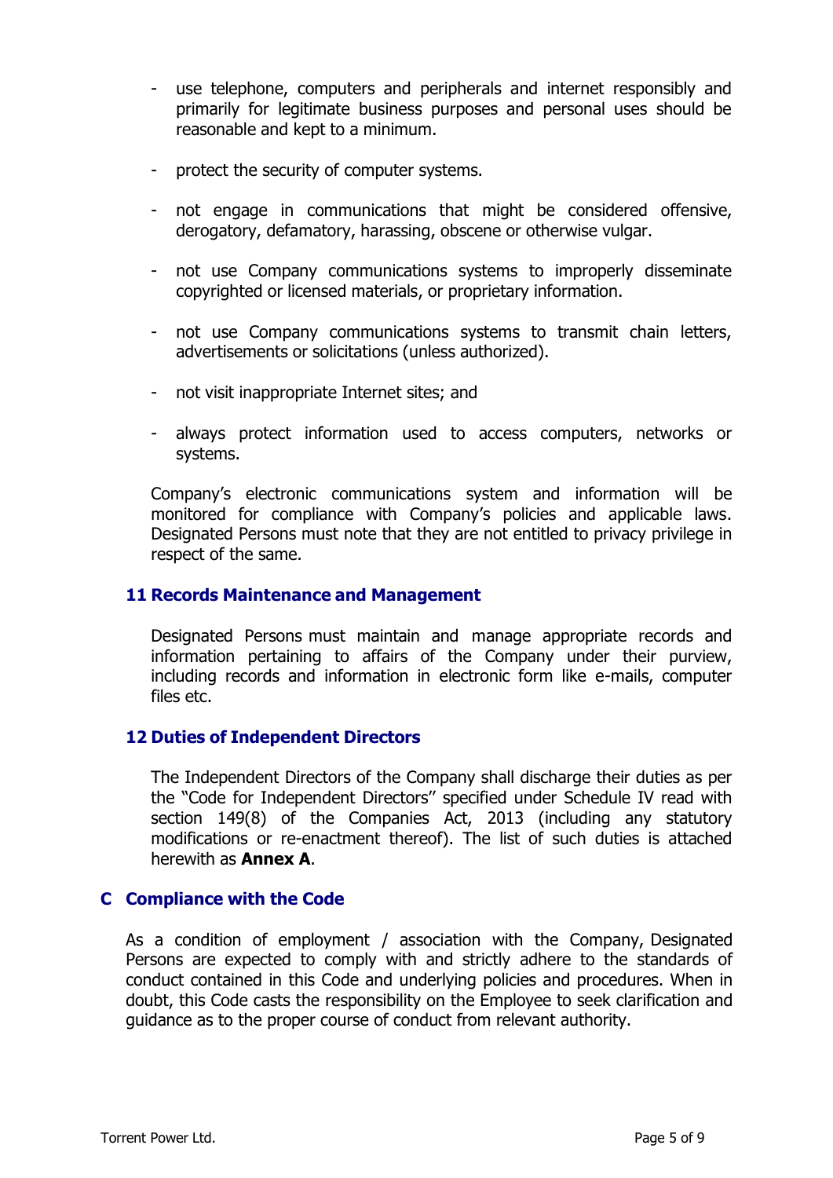- use telephone, computers and peripherals and internet responsibly and primarily for legitimate business purposes and personal uses should be reasonable and kept to a minimum.

- protect the security of computer systems.

- not engage in communications that might be considered offensive, derogatory, defamatory, harassing, obscene or otherwise vulgar.

- not use Company communications systems to improperly disseminate copyrighted or licensed materials, or proprietary information.

- not use Company communications systems to transmit chain letters, advertisements or solicitations (unless authorized).

- not visit inappropriate Internet sites; and

- always protect information used to access computers, networks or systems.

Company's electronic communications system and information will be monitored for compliance with Company's policies and applicable laws. Designated Persons must note that they are not entitled to privacy privilege in respect of the same.

### 11 Records Maintenance and Management

Designated Persons must maintain and manage appropriate records and information pertaining to affairs of the Company under their purview, including records and information in electronic form like e-mails, computer files etc.

### 12 Duties of Independent Directors

The Independent Directors of the Company shall discharge their duties as per the "Code for Independent Directors" specified under Schedule IV read with section 149(8) of the Companies Act, 2013 (including any statutory modifications or re-enactment thereof). The list of such duties is attached herewith as **Annex A**.

## C Compliance with the Code

As a condition of employment / association with the Company, Designated Persons are expected to comply with and strictly adhere to the standards of conduct contained in this Code and underlying policies and procedures. When in doubt, this Code casts the responsibility on the Employee to seek clarification and guidance as to the proper course of conduct from relevant authority.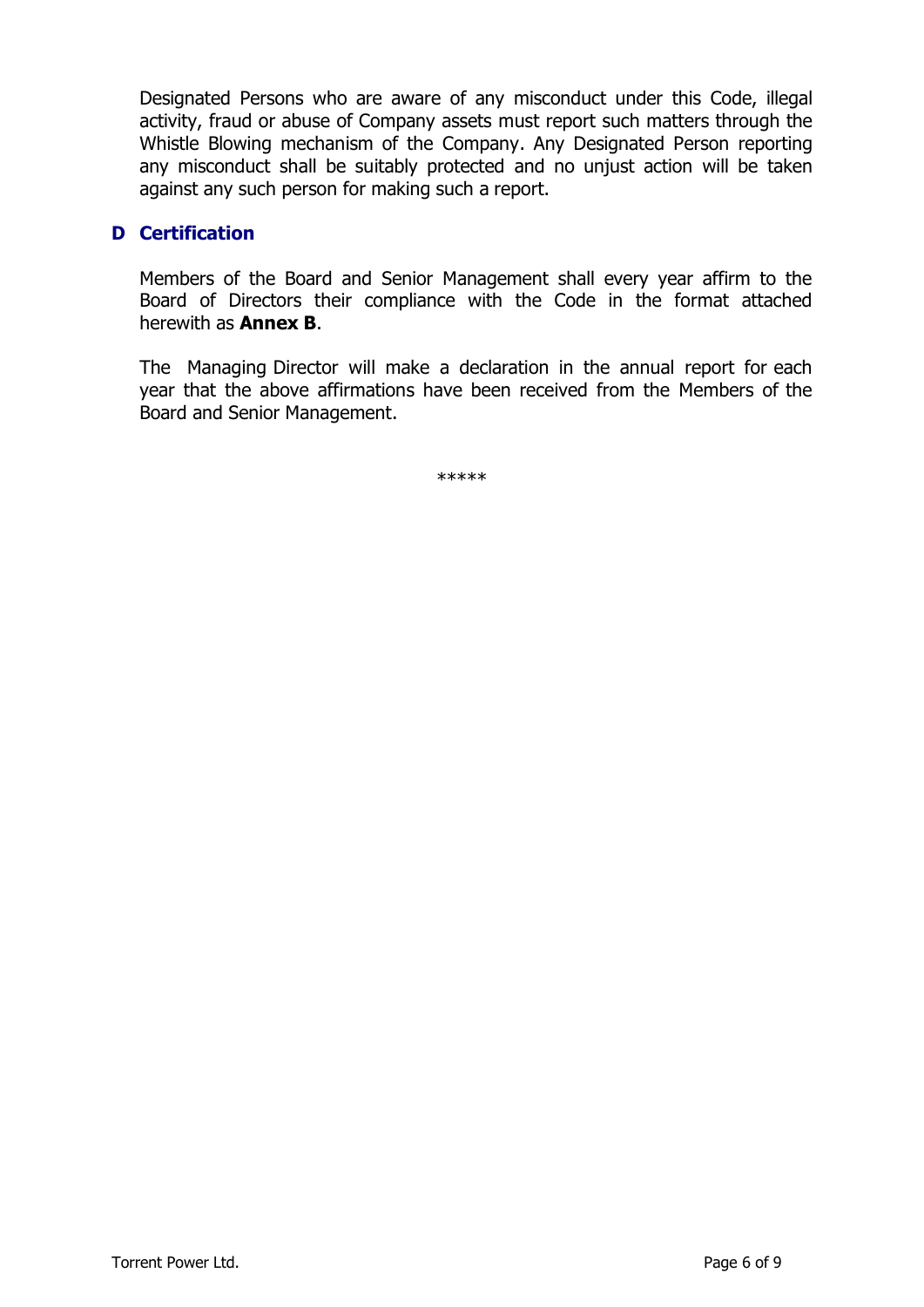Designated Persons who are aware of any misconduct under this Code, illegal activity, fraud or abuse of Company assets must report such matters through the Whistle Blowing mechanism of the Company. Any Designated Person reporting any misconduct shall be suitably protected and no unjust action will be taken against any such person for making such a report.

## D Certification

Members of the Board and Senior Management shall every year affirm to the Board of Directors their compliance with the Code in the format attached herewith as **Annex B**.

The Managing Director will make a declaration in the annual report for each year that the above affirmations have been received from the Members of the Board and Senior Management.

*****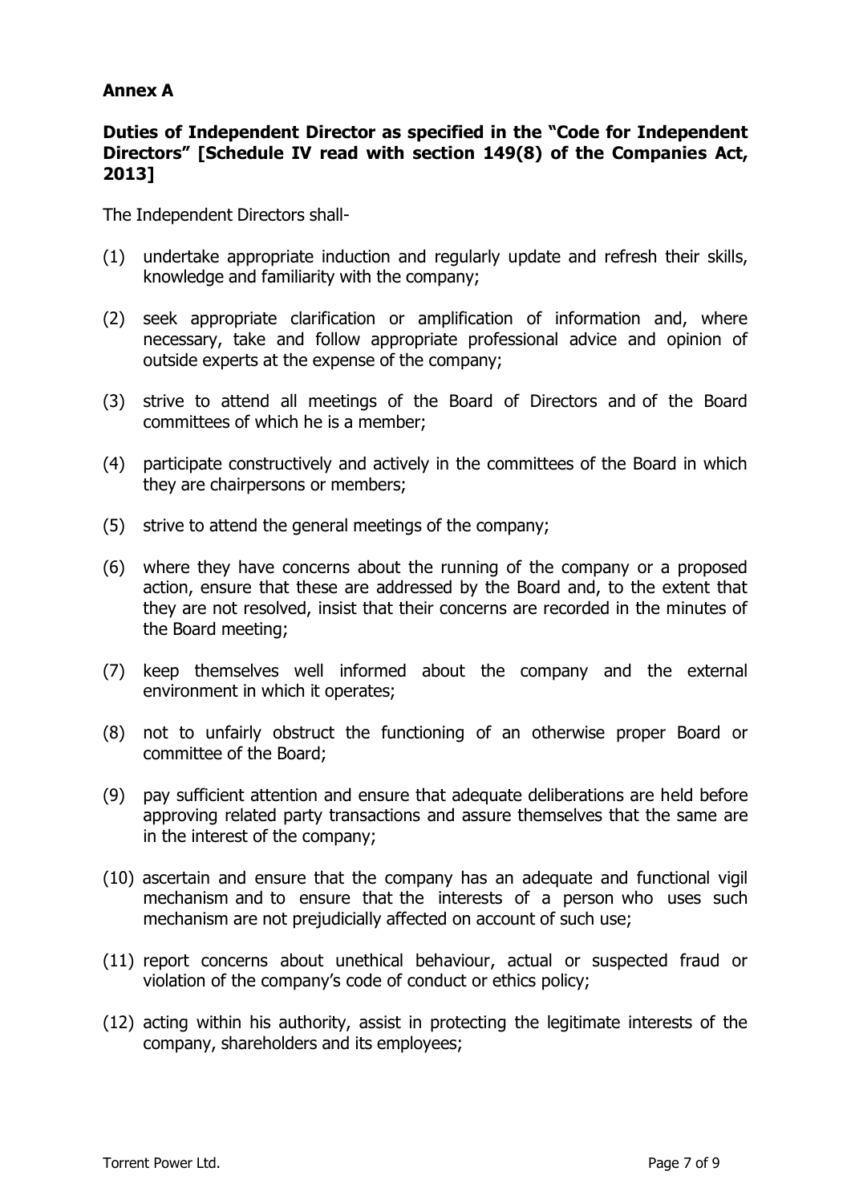**Annex A**

**Duties of Independent Director as specified in the "Code for Independent Directors" [Schedule IV read with section 149(8) of the Companies Act, 2013]**

The Independent Directors shall-

(1) undertake appropriate induction and regularly update and refresh their skills, knowledge and familiarity with the company;

(2) seek appropriate clarification or amplification of information and, where necessary, take and follow appropriate professional advice and opinion of outside experts at the expense of the company;

(3) strive to attend all meetings of the Board of Directors and of the Board committees of which he is a member;

(4) participate constructively and actively in the committees of the Board in which they are chairpersons or members;

(5) strive to attend the general meetings of the company;

(6) where they have concerns about the running of the company or a proposed action, ensure that these are addressed by the Board and, to the extent that they are not resolved, insist that their concerns are recorded in the minutes of the Board meeting;

(7) keep themselves well informed about the company and the external environment in which it operates;

(8) not to unfairly obstruct the functioning of an otherwise proper Board or committee of the Board;

(9) pay sufficient attention and ensure that adequate deliberations are held before approving related party transactions and assure themselves that the same are in the interest of the company;

(10) ascertain and ensure that the company has an adequate and functional vigil mechanism and to ensure that the interests of a person who uses such mechanism are not prejudicially affected on account of such use;

(11) report concerns about unethical behaviour, actual or suspected fraud or violation of the company's code of conduct or ethics policy;

(12) acting within his authority, assist in protecting the legitimate interests of the company, shareholders and its employees;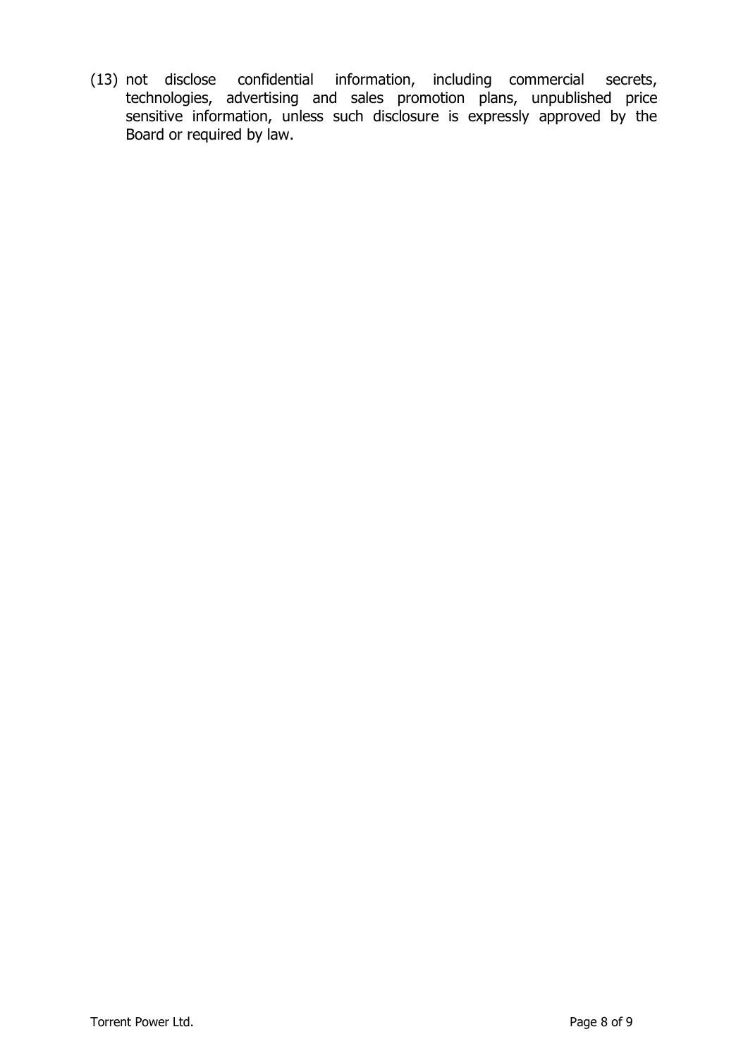(13) not disclose confidential information, including commercial secrets, technologies, advertising and sales promotion plans, unpublished price sensitive information, unless such disclosure is expressly approved by the Board or required by law.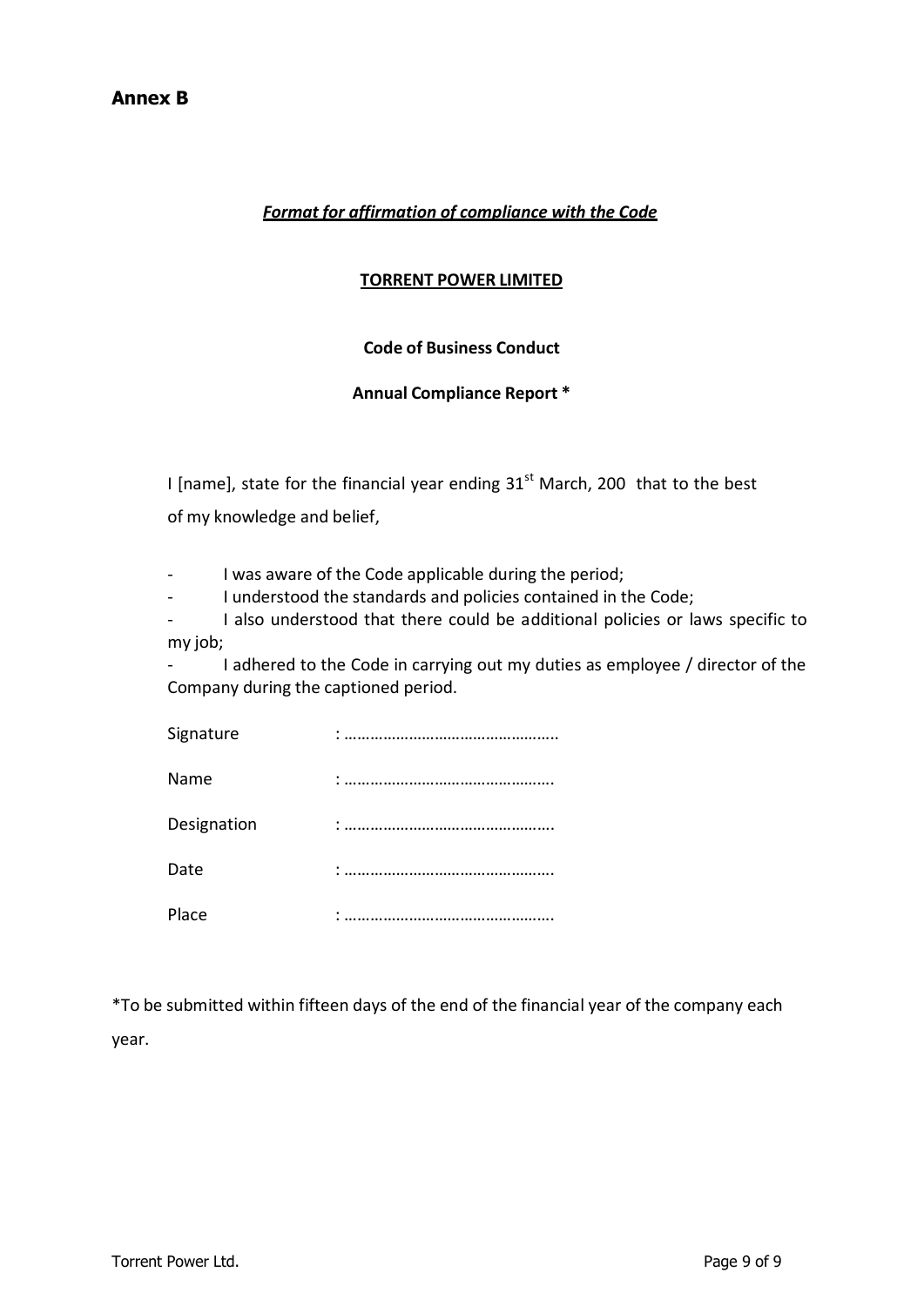# Annex B

***Format for affirmation of compliance with the Code***

**TORRENT POWER LIMITED**

**Code of Business Conduct**

**Annual Compliance Report ***

I [name], state for the financial year ending $31^{st}$ March, 200 that to the best of my knowledge and belief,

- I was aware of the Code applicable during the period;
- I understood the standards and policies contained in the Code;
- I also understood that there could be additional policies or laws specific to my job;
- I adhered to the Code in carrying out my duties as employee / director of the Company during the captioned period.

| | |
|---|---|
| Signature | : ………………………………………….. |
| Name | : …………………………………………. |
| Designation | : …………………………………………. |
| Date | : …………………………………………. |
| Place | : …………………………………………. |

*To be submitted within fifteen days of the end of the financial year of the company each year.